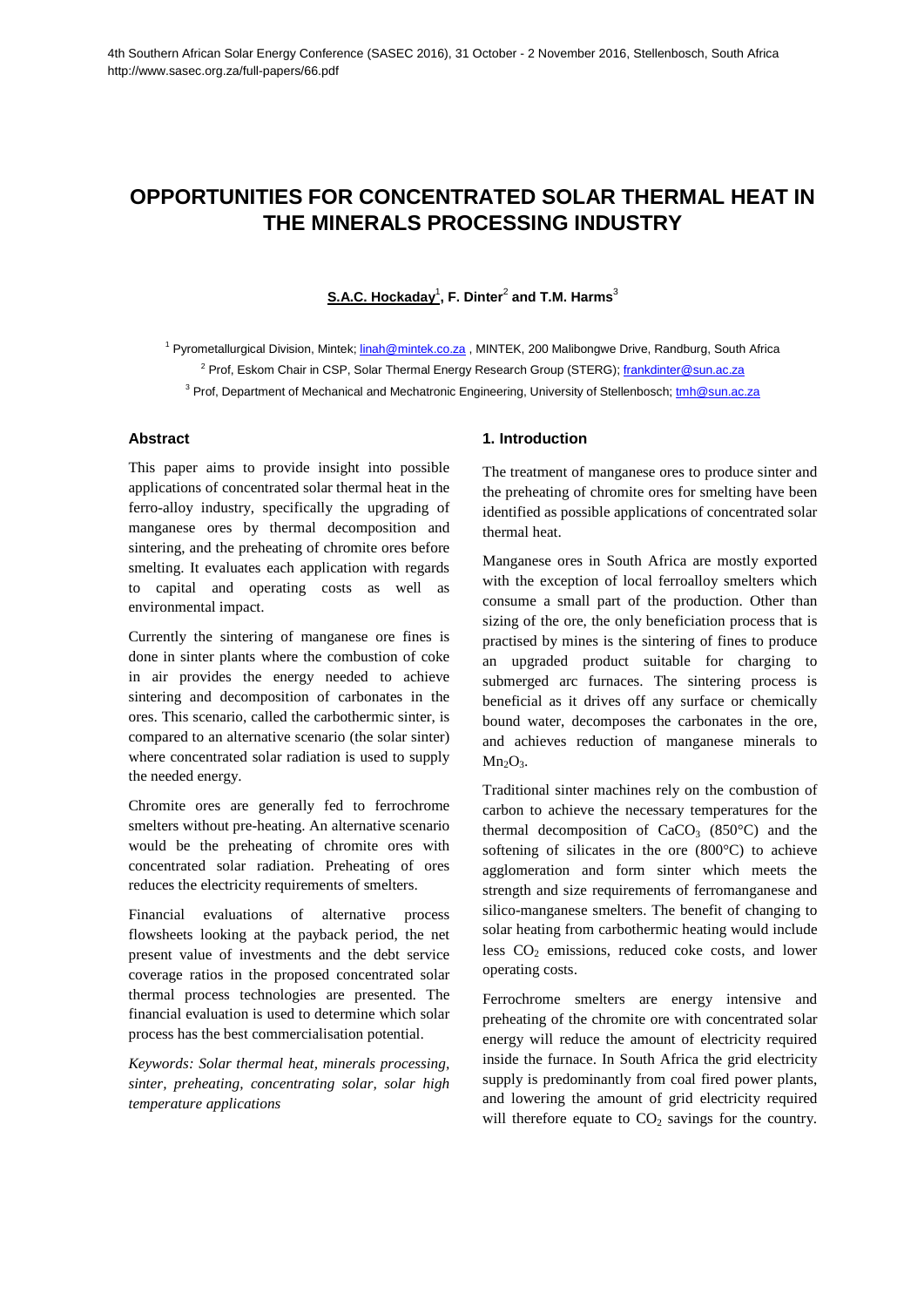# OPPORTUNITIES FOR CONCENTRATED SOLAR THERMAL HEAT IN THE MINERALS PROCESSING INDUSTRY

**S.A.C. Hockaday[1], F. Dinter[2] and T.M. Harms[3]**

[1] Pyrometallurgical Division, Mintek; linah@mintek.co.za , MINTEK, 200 Malibongwe Drive, Randburg, South Africa

[2] Prof, Eskom Chair in CSP, Solar Thermal Energy Research Group (STERG); frankdinter@sun.ac.za

[3] Prof, Department of Mechanical and Mechatronic Engineering, University of Stellenbosch; tmh@sun.ac.za

## Abstract

This paper aims to provide insight into possible applications of concentrated solar thermal heat in the ferro-alloy industry, specifically the upgrading of manganese ores by thermal decomposition and sintering, and the preheating of chromite ores before smelting. It evaluates each application with regards to capital and operating costs as well as environmental impact.

Currently the sintering of manganese ore fines is done in sinter plants where the combustion of coke in air provides the energy needed to achieve sintering and decomposition of carbonates in the ores. This scenario, called the carbothermic sinter, is compared to an alternative scenario (the solar sinter) where concentrated solar radiation is used to supply the needed energy.

Chromite ores are generally fed to ferrochrome smelters without pre-heating. An alternative scenario would be the preheating of chromite ores with concentrated solar radiation. Preheating of ores reduces the electricity requirements of smelters.

Financial evaluations of alternative process flowsheets looking at the payback period, the net present value of investments and the debt service coverage ratios in the proposed concentrated solar thermal process technologies are presented. The financial evaluation is used to determine which solar process has the best commercialisation potential.

*Keywords: Solar thermal heat, minerals processing, sinter, preheating, concentrating solar, solar high temperature applications*

## 1. Introduction

The treatment of manganese ores to produce sinter and the preheating of chromite ores for smelting have been identified as possible applications of concentrated solar thermal heat.

Manganese ores in South Africa are mostly exported with the exception of local ferroalloy smelters which consume a small part of the production. Other than sizing of the ore, the only beneficiation process that is practised by mines is the sintering of fines to produce an upgraded product suitable for charging to submerged arc furnaces. The sintering process is beneficial as it drives off any surface or chemically bound water, decomposes the carbonates in the ore, and achieves reduction of manganese minerals to $Mn_2O_3$.

Traditional sinter machines rely on the combustion of carbon to achieve the necessary temperatures for the thermal decomposition of $CaCO_3$ (850°C) and the softening of silicates in the ore (800°C) to achieve agglomeration and form sinter which meets the strength and size requirements of ferromanganese and silico-manganese smelters. The benefit of changing to solar heating from carbothermic heating would include less $CO_2$ emissions, reduced coke costs, and lower operating costs.

Ferrochrome smelters are energy intensive and preheating of the chromite ore with concentrated solar energy will reduce the amount of electricity required inside the furnace. In South Africa the grid electricity supply is predominantly from coal fired power plants, and lowering the amount of grid electricity required will therefore equate to $CO_2$ savings for the country.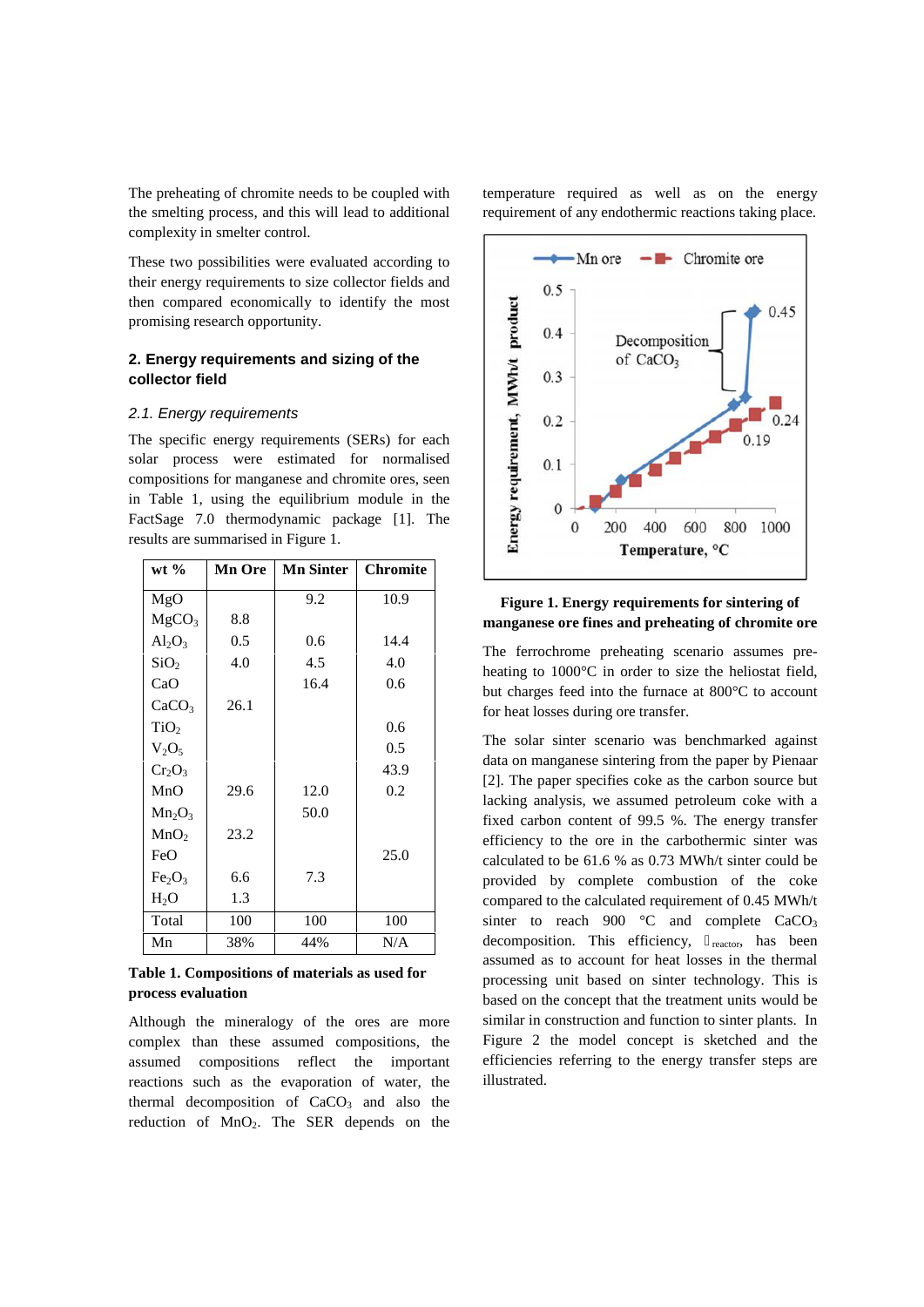The preheating of chromite needs to be coupled with the smelting process, and this will lead to additional complexity in smelter control.

These two possibilities were evaluated according to their energy requirements to size collector fields and then compared economically to identify the most promising research opportunity.

## 2. Energy requirements and sizing of the collector field

### *2.1. Energy requirements*

The specific energy requirements (SERs) for each solar process were estimated for normalised compositions for manganese and chromite ores, seen in Table 1, using the equilibrium module in the FactSage 7.0 thermodynamic package [1]. The results are summarised in Figure 1.

| wt % | Mn Ore | Mn Sinter | Chromite |
|---|---|---|---|
| MgO | | 9.2 | 10.9 |
| $MgCO_3$ | 8.8 | | |
| $Al_2O_3$ | 0.5 | 0.6 | 14.4 |
| $SiO_2$ | 4.0 | 4.5 | 4.0 |
| CaO | | 16.4 | 0.6 |
| $CaCO_3$ | 26.1 | | |
| $TiO_2$ | | | 0.6 |
| $V_2O_5$ | | | 0.5 |
| $Cr_2O_3$ | | | 43.9 |
| MnO | 29.6 | 12.0 | 0.2 |
| $Mn_2O_3$ | | 50.0 | |
| $MnO_2$ | 23.2 | | |
| FeO | | | 25.0 |
| $Fe_2O_3$ | 6.6 | 7.3 | |
| $H_2O$ | 1.3 | | |
| Total | 100 | 100 | 100 |
| Mn | 38% | 44% | N/A |

**Table 1. Compositions of materials as used for process evaluation**

Although the mineralogy of the ores are more complex than these assumed compositions, the assumed compositions reflect the important reactions such as the evaporation of water, the thermal decomposition of $CaCO_3$ and also the reduction of $MnO_2$. The SER depends on the temperature required as well as on the energy requirement of any endothermic reactions taking place.

**Figure 1. Energy requirements for sintering of manganese ore fines and preheating of chromite ore**

The ferrochrome preheating scenario assumes pre-heating to 1000°C in order to size the heliostat field, but charges feed into the furnace at 800°C to account for heat losses during ore transfer.

The solar sinter scenario was benchmarked against data on manganese sintering from the paper by Pienaar [2]. The paper specifies coke as the carbon source but lacking analysis, we assumed petroleum coke with a fixed carbon content of 99.5 %. The energy transfer efficiency to the ore in the carbothermic sinter was calculated to be 61.6 % as 0.73 MWh/t sinter could be provided by complete combustion of the coke compared to the calculated requirement of 0.45 MWh/t sinter to reach 900 °C and complete $CaCO_3$ decomposition. This efficiency, $\eta_{reactor}$, has been assumed as to account for heat losses in the thermal processing unit based on sinter technology. This is based on the concept that the treatment units would be similar in construction and function to sinter plants. In Figure 2 the model concept is sketched and the efficiencies referring to the energy transfer steps are illustrated.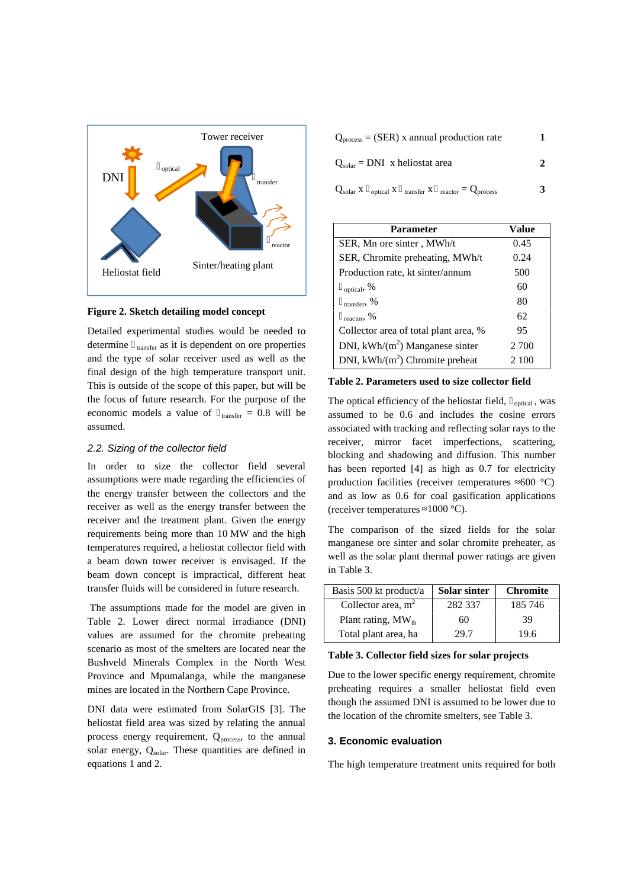Tower receiver

DNI

$\eta_{optical}$

$\eta_{transfer}$

$\eta_{reactor}$

Heliostat field

Sinter/heating plant

**Figure 2. Sketch detailing model concept**

Detailed experimental studies would be needed to determine $\eta_{transfer}$ as it is dependent on ore properties and the type of solar receiver used as well as the final design of the high temperature transport unit. This is outside of the scope of this paper, but will be the focus of future research. For the purpose of the economic models a value of $\eta_{transfer}$ = 0.8 will be assumed.

### *2.2. Sizing of the collector field*

In order to size the collector field several assumptions were made regarding the efficiencies of the energy transfer between the collectors and the receiver as well as the energy transfer between the receiver and the treatment plant. Given the energy requirements being more than 10 MW and the high temperatures required, a heliostat collector field with a beam down tower receiver is envisaged. If the beam down concept is impractical, different heat transfer fluids will be considered in future research.

The assumptions made for the model are given in Table 2. Lower direct normal irradiance (DNI) values are assumed for the chromite preheating scenario as most of the smelters are located near the Bushveld Minerals Complex in the North West Province and Mpumalanga, while the manganese mines are located in the Northern Cape Province.

DNI data were estimated from SolarGIS [3]. The heliostat field area was sized by relating the annual process energy requirement, $Q_{process}$, to the annual solar energy, $Q_{solar}$. These quantities are defined in equations 1 and 2.

$$Q_{process} = (SER) \times \text{annual production rate} \qquad (1)$$

$$Q_{solar} = DNI \times \text{heliostat area} \qquad (2)$$

$$Q_{solar} \times \eta_{optical} \times \eta_{transfer} \times \eta_{reactor} = Q_{process} \qquad (3)$$

| Parameter | Value |
|---|---|
| SER, Mn ore sinter , MWh/t | 0.45 |
| SER, Chromite preheating, MWh/t | 0.24 |
| Production rate, kt sinter/annum | 500 |
| $\eta_{optical}$, % | 60 |
| $\eta_{transfer}$, % | 80 |
| $\eta_{reactor}$, % | 62 |
| Collector area of total plant area, % | 95 |
| DNI, kWh/(m$^2$) Manganese sinter | 2 700 |
| DNI, kWh/(m$^2$) Chromite preheat | 2 100 |

**Table 2. Parameters used to size collector field**

The optical efficiency of the heliostat field, $\eta_{optical}$, was assumed to be 0.6 and includes the cosine errors associated with tracking and reflecting solar rays to the receiver, mirror facet imperfections, scattering, blocking and shadowing and diffusion. This number has been reported [4] as high as 0.7 for electricity production facilities (receiver temperatures ≈600 °C) and as low as 0.6 for coal gasification applications (receiver temperatures ≈1000 °C).

The comparison of the sized fields for the solar manganese ore sinter and solar chromite preheater, as well as the solar plant thermal power ratings are given in Table 3.

| Basis 500 kt product/a | Solar sinter | Chromite |
|---|---|---|
| Collector area, m$^2$ | 282 337 | 185 746 |
| Plant rating, $MW_{th}$ | 60 | 39 |
| Total plant area, ha | 29.7 | 19.6 |

**Table 3. Collector field sizes for solar projects**

Due to the lower specific energy requirement, chromite preheating requires a smaller heliostat field even though the assumed DNI is assumed to be lower due to the location of the chromite smelters, see Table 3.

## 3. Economic evaluation

The high temperature treatment units required for both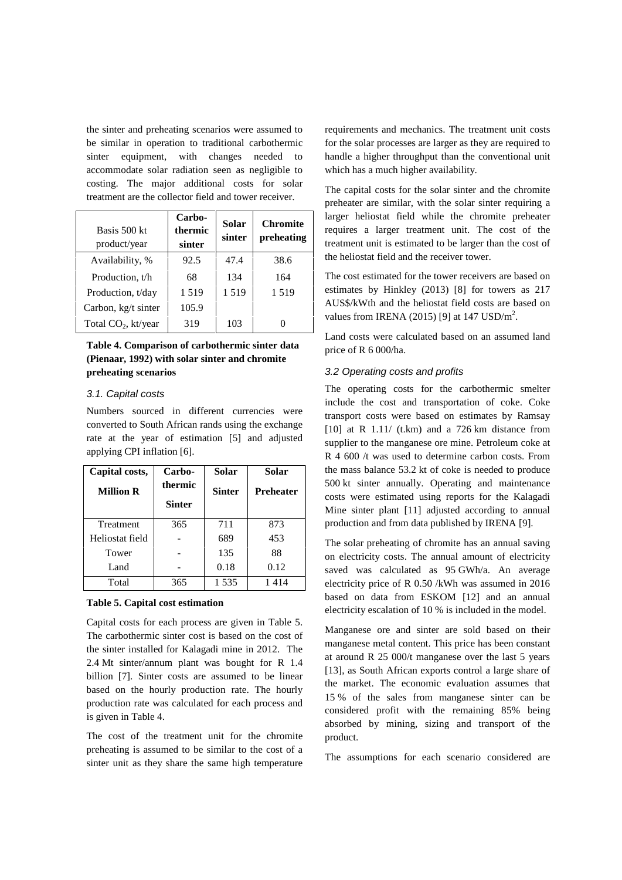the sinter and preheating scenarios were assumed to be similar in operation to traditional carbothermic sinter equipment, with changes needed to accommodate solar radiation seen as negligible to costing. The major additional costs for solar treatment are the collector field and tower receiver.

| Basis 500 kt product/year | Carbo-thermic sinter | Solar sinter | Chromite preheating |
|---|---|---|---|
| Availability, % | 92.5 | 47.4 | 38.6 |
| Production, t/h | 68 | 134 | 164 |
| Production, t/day | 1 519 | 1 519 | 1 519 |
| Carbon, kg/t sinter | 105.9 | | |
| Total $CO_2$, kt/year | 319 | 103 | 0 |

**Table 4. Comparison of carbothermic sinter data (Pienaar, 1992) with solar sinter and chromite preheating scenarios**

### *3.1. Capital costs*

Numbers sourced in different currencies were converted to South African rands using the exchange rate at the year of estimation [5] and adjusted applying CPI inflation [6].

| Capital costs, Million R | Carbo-thermic Sinter | Solar Sinter | Solar Preheater |
|---|---|---|---|
| Treatment | 365 | 711 | 873 |
| Heliostat field | - | 689 | 453 |
| Tower | - | 135 | 88 |
| Land | - | 0.18 | 0.12 |
| Total | 365 | 1 535 | 1 414 |

**Table 5. Capital cost estimation**

Capital costs for each process are given in Table 5. The carbothermic sinter cost is based on the cost of the sinter installed for Kalagadi mine in 2012. The 2.4 Mt sinter/annum plant was bought for R 1.4 billion [7]. Sinter costs are assumed to be linear based on the hourly production rate. The hourly production rate was calculated for each process and is given in Table 4.

The cost of the treatment unit for the chromite preheating is assumed to be similar to the cost of a sinter unit as they share the same high temperature requirements and mechanics. The treatment unit costs for the solar processes are larger as they are required to handle a higher throughput than the conventional unit which has a much higher availability.

The capital costs for the solar sinter and the chromite preheater are similar, with the solar sinter requiring a larger heliostat field while the chromite preheater requires a larger treatment unit. The cost of the treatment unit is estimated to be larger than the cost of the heliostat field and the receiver tower.

The cost estimated for the tower receivers are based on estimates by Hinkley (2013) [8] for towers as 217 AUS$/kWth and the heliostat field costs are based on values from IRENA (2015) [9] at 147 USD/$m^2$.

Land costs were calculated based on an assumed land price of R 6 000/ha.

### *3.2 Operating costs and profits*

The operating costs for the carbothermic smelter include the cost and transportation of coke. Coke transport costs were based on estimates by Ramsay [10] at R 1.11/ (t.km) and a 726 km distance from supplier to the manganese ore mine. Petroleum coke at R 4 600 /t was used to determine carbon costs. From the mass balance 53.2 kt of coke is needed to produce 500 kt sinter annually. Operating and maintenance costs were estimated using reports for the Kalagadi Mine sinter plant [11] adjusted according to annual production and from data published by IRENA [9].

The solar preheating of chromite has an annual saving on electricity costs. The annual amount of electricity saved was calculated as 95 GWh/a. An average electricity price of R 0.50 /kWh was assumed in 2016 based on data from ESKOM [12] and an annual electricity escalation of 10 % is included in the model.

Manganese ore and sinter are sold based on their manganese metal content. This price has been constant at around R 25 000/t manganese over the last 5 years [13], as South African exports control a large share of the market. The economic evaluation assumes that 15 % of the sales from manganese sinter can be considered profit with the remaining 85% being absorbed by mining, sizing and transport of the product.

The assumptions for each scenario considered are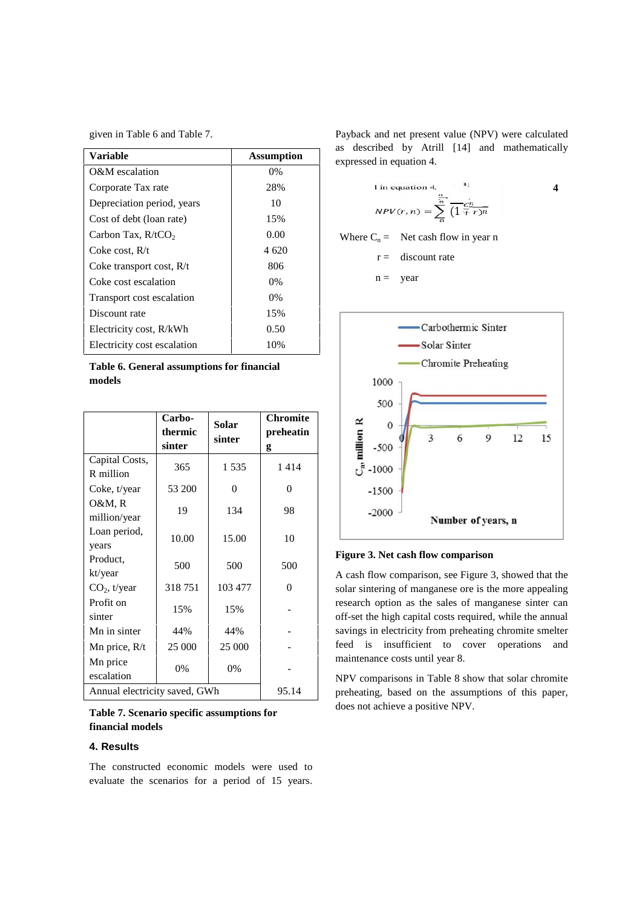given in Table 6 and Table 7.

| Variable | Assumption |
|---|---|
| O&M escalation | 0% |
| Corporate Tax rate | 28% |
| Depreciation period, years | 10 |
| Cost of debt (loan rate) | 15% |
| Carbon Tax, R/t$CO_2$ | 0.00 |
| Coke cost, R/t | 4 620 |
| Coke transport cost, R/t | 806 |
| Coke cost escalation | 0% |
| Transport cost escalation | 0% |
| Discount rate | 15% |
| Electricity cost, R/kWh | 0.50 |
| Electricity cost escalation | 10% |

**Table 6. General assumptions for financial models**

| | Carbo-thermic sinter | Solar sinter | Chromite preheating |
|---|---|---|---|
| Capital Costs, R million | 365 | 1 535 | 1 414 |
| Coke, t/year | 53 200 | 0 | 0 |
| O&M, R million/year | 19 | 134 | 98 |
| Loan period, years | 10.00 | 15.00 | 10 |
| Product, kt/year | 500 | 500 | 500 |
| $CO_2$, t/year | 318 751 | 103 477 | 0 |
| Profit on sinter | 15% | 15% | - |
| Mn in sinter | 44% | 44% | - |
| Mn price, R/t | 25 000 | 25 000 | - |
| Mn price escalation | 0% | 0% | - |
| Annual electricity saved, GWh | | | 95.14 |

**Table 7. Scenario specific assumptions for financial models**

## 4. Results

The constructed economic models were used to evaluate the scenarios for a period of 15 years. Payback and net present value (NPV) were calculated as described by Atrill [14] and mathematically expressed in equation 4.

$$NPV(r,n) = \sum_{0}^{n} \frac{C_n}{(1+r)^n} \quad (4)$$

Where $C_n$ = Net cash flow in year n

$r$ = discount rate

$n$ = year

**Figure 3. Net cash flow comparison**

A cash flow comparison, see Figure 3, showed that the solar sintering of manganese ore is the more appealing research option as the sales of manganese sinter can off-set the high capital costs required, while the annual savings in electricity from preheating chromite smelter feed is insufficient to cover operations and maintenance costs until year 8.

NPV comparisons in Table 8 show that solar chromite preheating, based on the assumptions of this paper, does not achieve a positive NPV.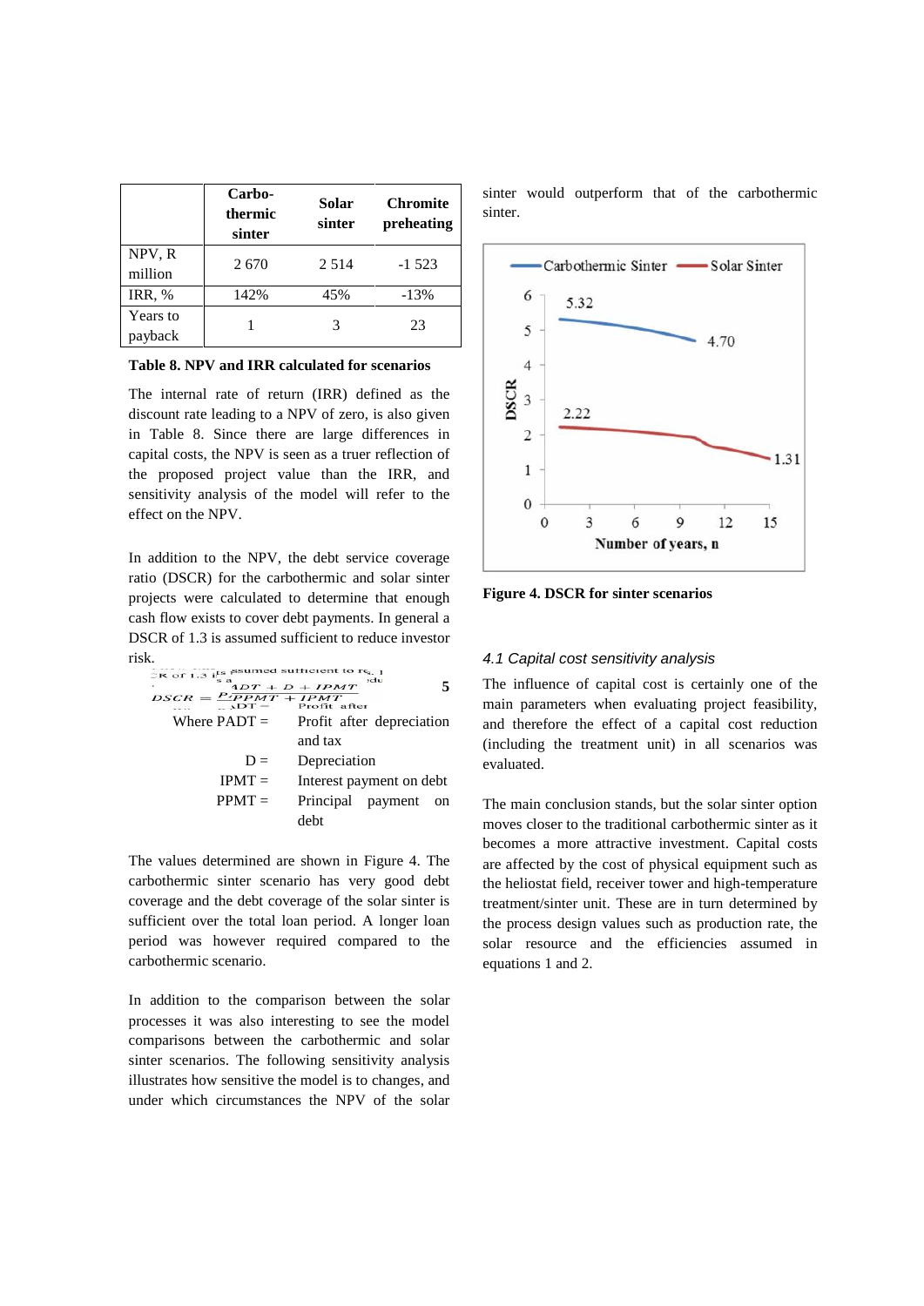|  | Carbo-thermic sinter | Solar sinter | Chromite preheating |
|---|---|---|---|
| NPV, R million | 2 670 | 2 514 | -1 523 |
| IRR, % | 142% | 45% | -13% |
| Years to payback | 1 | 3 | 23 |

**Table 8. NPV and IRR calculated for scenarios**

The internal rate of return (IRR) defined as the discount rate leading to a NPV of zero, is also given in Table 8. Since there are large differences in capital costs, the NPV is seen as a truer reflection of the proposed project value than the IRR, and sensitivity analysis of the model will refer to the effect on the NPV.

In addition to the NPV, the debt service coverage ratio (DSCR) for the carbothermic and solar sinter projects were calculated to determine that enough cash flow exists to cover debt payments. In general a DSCR of 1.3 is assumed sufficient to reduce investor risk.

$$DSCR = \frac{PADT + D + IPMT}{PPMT + IPMT} \quad (5)$$

Where PADT = Profit after depreciation and tax

D = Depreciation

IPMT = Interest payment on debt

PPMT = Principal payment on debt

The values determined are shown in Figure 4. The carbothermic sinter scenario has very good debt coverage and the debt coverage of the solar sinter is sufficient over the total loan period. A longer loan period was however required compared to the carbothermic scenario.

In addition to the comparison between the solar processes it was also interesting to see the model comparisons between the carbothermic and solar sinter scenarios. The following sensitivity analysis illustrates how sensitive the model is to changes, and under which circumstances the NPV of the solar sinter would outperform that of the carbothermic sinter.

**Figure 4. DSCR for sinter scenarios**

### *4.1 Capital cost sensitivity analysis*

The influence of capital cost is certainly one of the main parameters when evaluating project feasibility, and therefore the effect of a capital cost reduction (including the treatment unit) in all scenarios was evaluated.

The main conclusion stands, but the solar sinter option moves closer to the traditional carbothermic sinter as it becomes a more attractive investment. Capital costs are affected by the cost of physical equipment such as the heliostat field, receiver tower and high-temperature treatment/sinter unit. These are in turn determined by the process design values such as production rate, the solar resource and the efficiencies assumed in equations 1 and 2.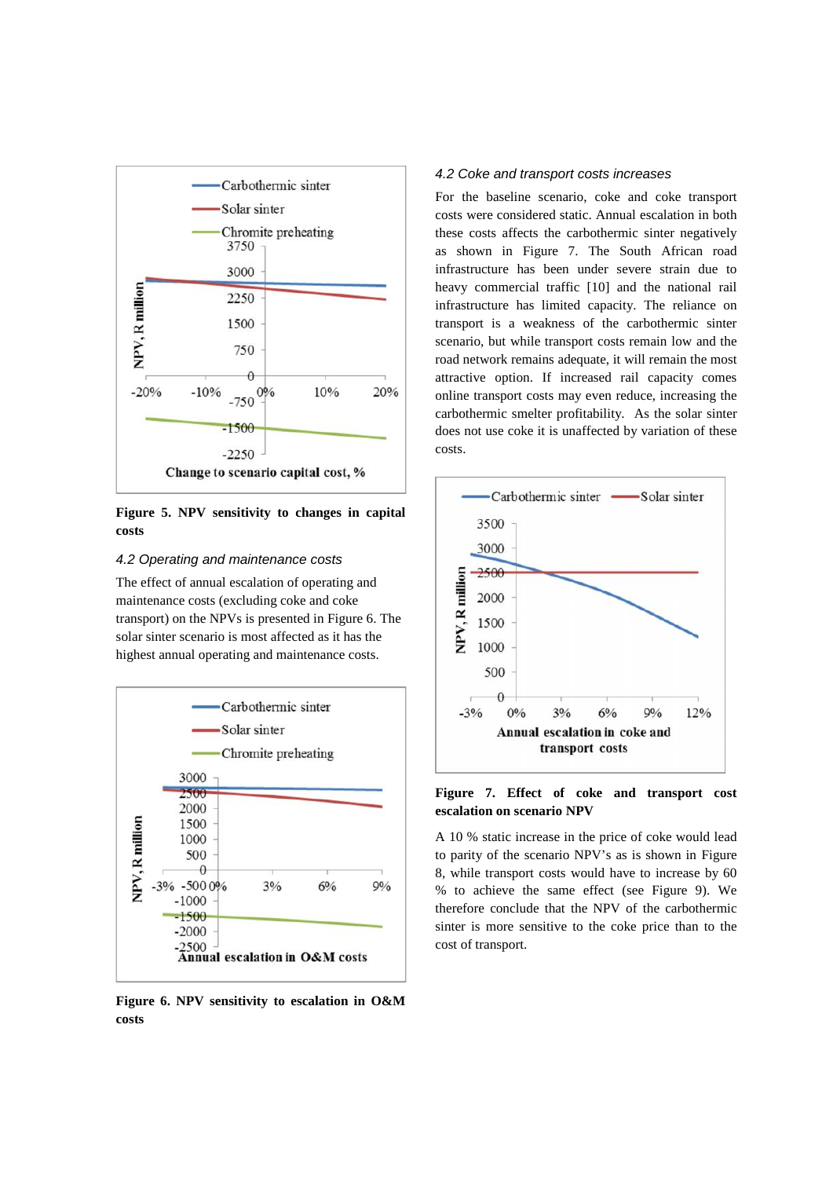Figure 5. NPV sensitivity to changes in capital costs

### 4.2 Operating and maintenance costs

The effect of annual escalation of operating and maintenance costs (excluding coke and coke transport) on the NPVs is presented in Figure 6. The solar sinter scenario is most affected as it has the highest annual operating and maintenance costs.

**Figure 6. NPV sensitivity to escalation in O&M costs**

### 4.2 Coke and transport costs increases

For the baseline scenario, coke and coke transport costs were considered static. Annual escalation in both these costs affects the carbothermic sinter negatively as shown in Figure 7. The South African road infrastructure has been under severe strain due to heavy commercial traffic [10] and the national rail infrastructure has limited capacity. The reliance on transport is a weakness of the carbothermic sinter scenario, but while transport costs remain low and the road network remains adequate, it will remain the most attractive option. If increased rail capacity comes online transport costs may even reduce, increasing the carbothermic smelter profitability. As the solar sinter does not use coke it is unaffected by variation of these costs.

**Figure 7. Effect of coke and transport cost escalation on scenario NPV**

A 10 % static increase in the price of coke would lead to parity of the scenario NPV's as is shown in Figure 8, while transport costs would have to increase by 60 % to achieve the same effect (see Figure 9). We therefore conclude that the NPV of the carbothermic sinter is more sensitive to the coke price than to the cost of transport.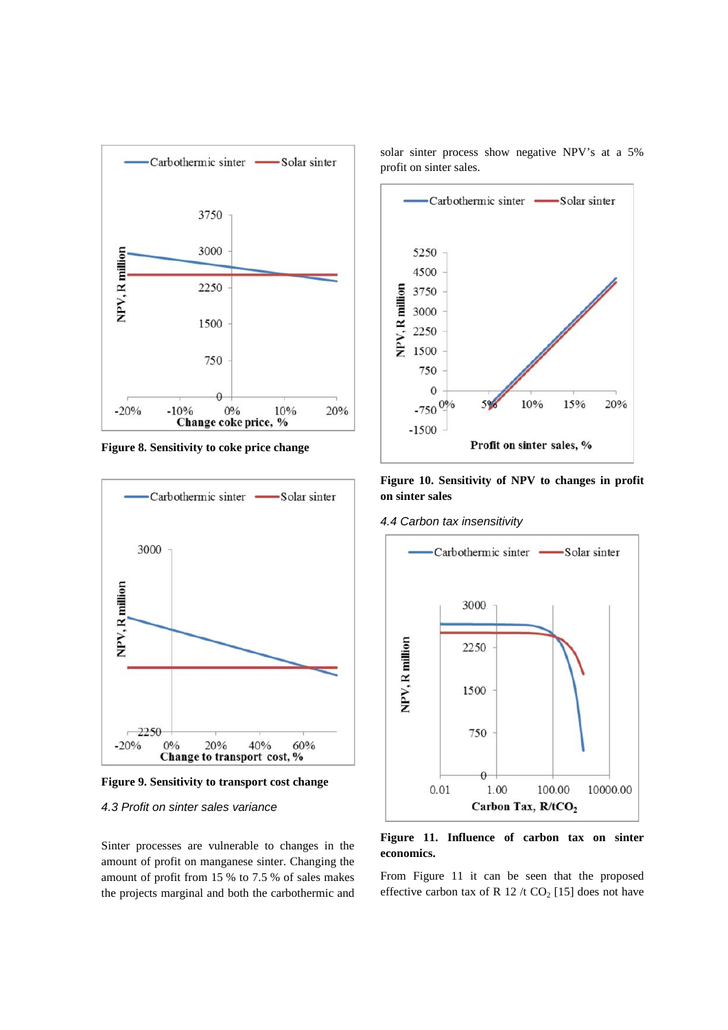**Figure 8. Sensitivity to coke price change**

**Figure 9. Sensitivity to transport cost change**

*4.3 Profit on sinter sales variance*

Sinter processes are vulnerable to changes in the amount of profit on manganese sinter. Changing the amount of profit from 15 % to 7.5 % of sales makes the projects marginal and both the carbothermic and solar sinter process show negative NPV's at a 5% profit on sinter sales.

**Figure 10. Sensitivity of NPV to changes in profit on sinter sales**

*4.4 Carbon tax insensitivity*

**Figure 11. Influence of carbon tax on sinter economics.**

From Figure 11 it can be seen that the proposed effective carbon tax of R 12 /t $CO_2$ [15] does not have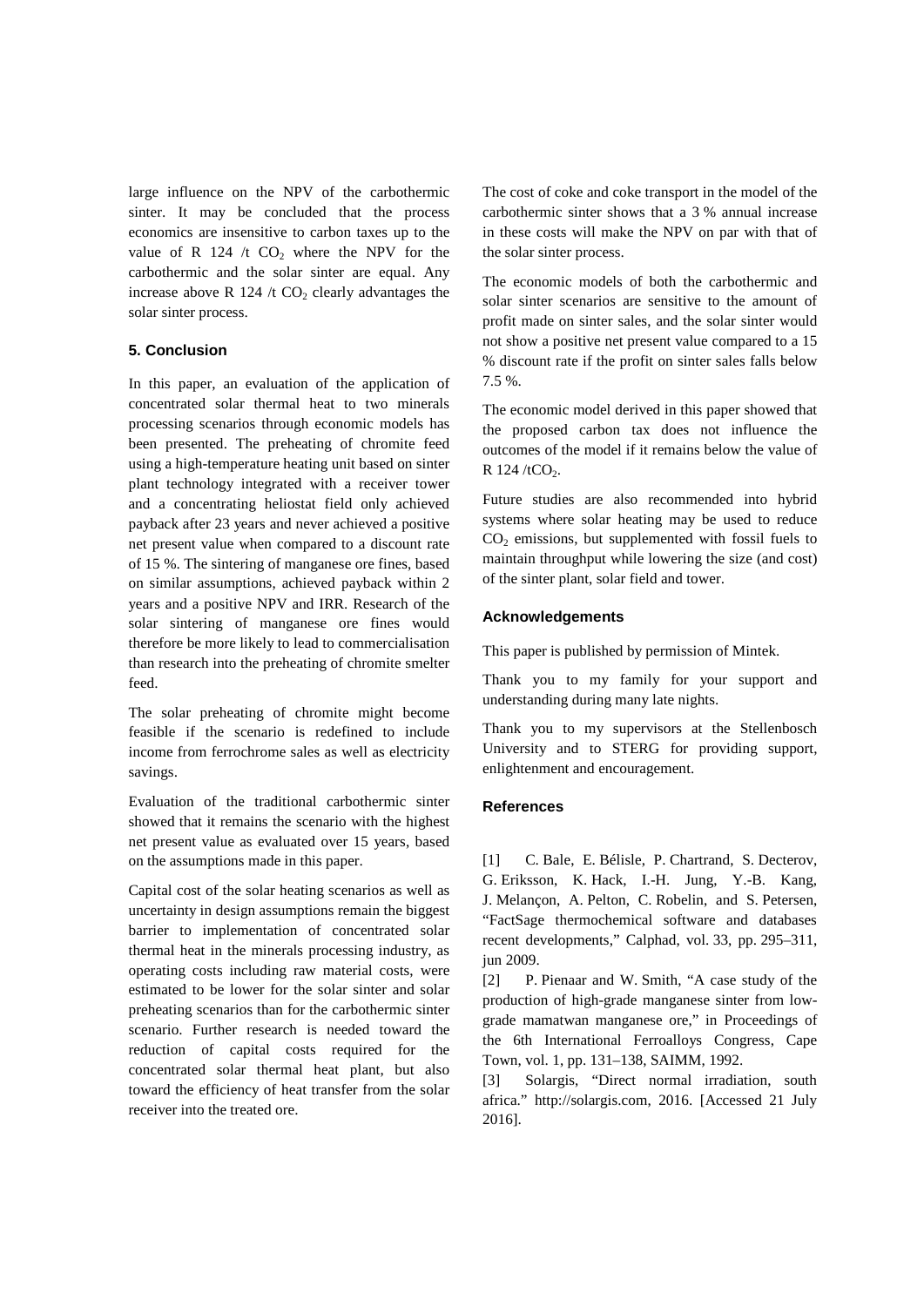large influence on the NPV of the carbothermic sinter. It may be concluded that the process economics are insensitive to carbon taxes up to the value of R 124 /t $CO_2$ where the NPV for the carbothermic and the solar sinter are equal. Any increase above R 124 /t $CO_2$ clearly advantages the solar sinter process.

### 5. Conclusion

In this paper, an evaluation of the application of concentrated solar thermal heat to two minerals processing scenarios through economic models has been presented. The preheating of chromite feed using a high-temperature heating unit based on sinter plant technology integrated with a receiver tower and a concentrating heliostat field only achieved payback after 23 years and never achieved a positive net present value when compared to a discount rate of 15 %. The sintering of manganese ore fines, based on similar assumptions, achieved payback within 2 years and a positive NPV and IRR. Research of the solar sintering of manganese ore fines would therefore be more likely to lead to commercialisation than research into the preheating of chromite smelter feed.

The solar preheating of chromite might become feasible if the scenario is redefined to include income from ferrochrome sales as well as electricity savings.

Evaluation of the traditional carbothermic sinter showed that it remains the scenario with the highest net present value as evaluated over 15 years, based on the assumptions made in this paper.

Capital cost of the solar heating scenarios as well as uncertainty in design assumptions remain the biggest barrier to implementation of concentrated solar thermal heat in the minerals processing industry, as operating costs including raw material costs, were estimated to be lower for the solar sinter and solar preheating scenarios than for the carbothermic sinter scenario. Further research is needed toward the reduction of capital costs required for the concentrated solar thermal heat plant, but also toward the efficiency of heat transfer from the solar receiver into the treated ore.

The cost of coke and coke transport in the model of the carbothermic sinter shows that a 3 % annual increase in these costs will make the NPV on par with that of the solar sinter process.

The economic models of both the carbothermic and solar sinter scenarios are sensitive to the amount of profit made on sinter sales, and the solar sinter would not show a positive net present value compared to a 15 % discount rate if the profit on sinter sales falls below 7.5 %.

The economic model derived in this paper showed that the proposed carbon tax does not influence the outcomes of the model if it remains below the value of R 124 /t$CO_2$.

Future studies are also recommended into hybrid systems where solar heating may be used to reduce $CO_2$ emissions, but supplemented with fossil fuels to maintain throughput while lowering the size (and cost) of the sinter plant, solar field and tower.

### Acknowledgements

This paper is published by permission of Mintek.

Thank you to my family for your support and understanding during many late nights.

Thank you to my supervisors at the Stellenbosch University and to STERG for providing support, enlightenment and encouragement.

### References

[1] C. Bale, E. Bélisle, P. Chartrand, S. Decterov, G. Eriksson, K. Hack, I.-H. Jung, Y.-B. Kang, J. Melançon, A. Pelton, C. Robelin, and S. Petersen, "FactSage thermochemical software and databases recent developments," Calphad, vol. 33, pp. 295–311, jun 2009.

[2] P. Pienaar and W. Smith, "A case study of the production of high-grade manganese sinter from low-grade mamatwan manganese ore," in Proceedings of the 6th International Ferroalloys Congress, Cape Town, vol. 1, pp. 131–138, SAIMM, 1992.

[3] Solargis, "Direct normal irradiation, south africa." http://solargis.com, 2016. [Accessed 21 July 2016].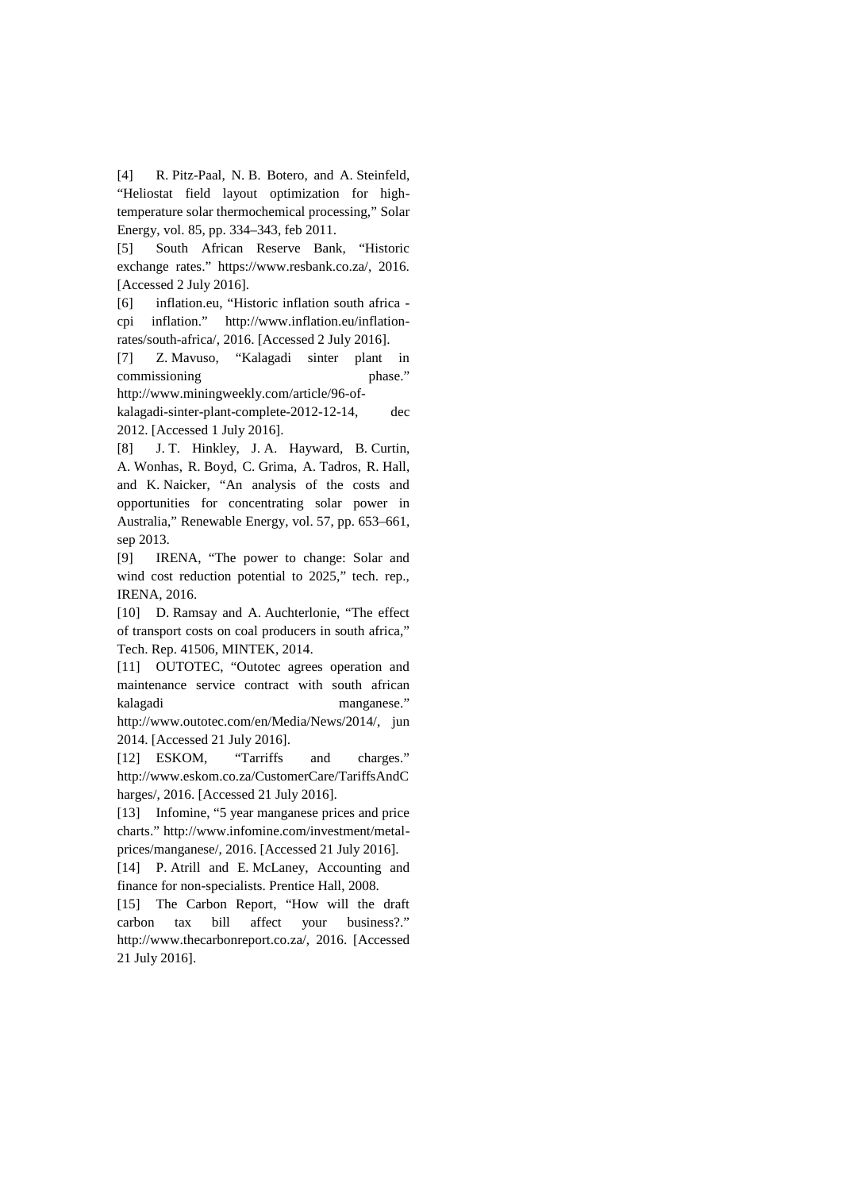[4] R. Pitz-Paal, N. B. Botero, and A. Steinfeld, "Heliostat field layout optimization for high-temperature solar thermochemical processing," Solar Energy, vol. 85, pp. 334–343, feb 2011.

[5] South African Reserve Bank, "Historic exchange rates." https://www.resbank.co.za/, 2016. [Accessed 2 July 2016].

[6] inflation.eu, "Historic inflation south africa - cpi inflation." http://www.inflation.eu/inflation-rates/south-africa/, 2016. [Accessed 2 July 2016].

[7] Z. Mavuso, "Kalagadi sinter plant in commissioning phase." http://www.miningweekly.com/article/96-of-kalagadi-sinter-plant-complete-2012-12-14, dec 2012. [Accessed 1 July 2016].

[8] J. T. Hinkley, J. A. Hayward, B. Curtin, A. Wonhas, R. Boyd, C. Grima, A. Tadros, R. Hall, and K. Naicker, "An analysis of the costs and opportunities for concentrating solar power in Australia," Renewable Energy, vol. 57, pp. 653–661, sep 2013.

[9] IRENA, "The power to change: Solar and wind cost reduction potential to 2025," tech. rep., IRENA, 2016.

[10] D. Ramsay and A. Auchterlonie, "The effect of transport costs on coal producers in south africa," Tech. Rep. 41506, MINTEK, 2014.

[11] OUTOTEC, "Outotec agrees operation and maintenance service contract with south african kalagadi manganese." http://www.outotec.com/en/Media/News/2014/, jun 2014. [Accessed 21 July 2016].

[12] ESKOM, "Tarriffs and charges." http://www.eskom.co.za/CustomerCare/TariffsAndCharges/, 2016. [Accessed 21 July 2016].

[13] Infomine, "5 year manganese prices and price charts." http://www.infomine.com/investment/metal-prices/manganese/, 2016. [Accessed 21 July 2016].

[14] P. Atrill and E. McLaney, Accounting and finance for non-specialists. Prentice Hall, 2008.

[15] The Carbon Report, "How will the draft carbon tax bill affect your business?." http://www.thecarbonreport.co.za/, 2016. [Accessed 21 July 2016].